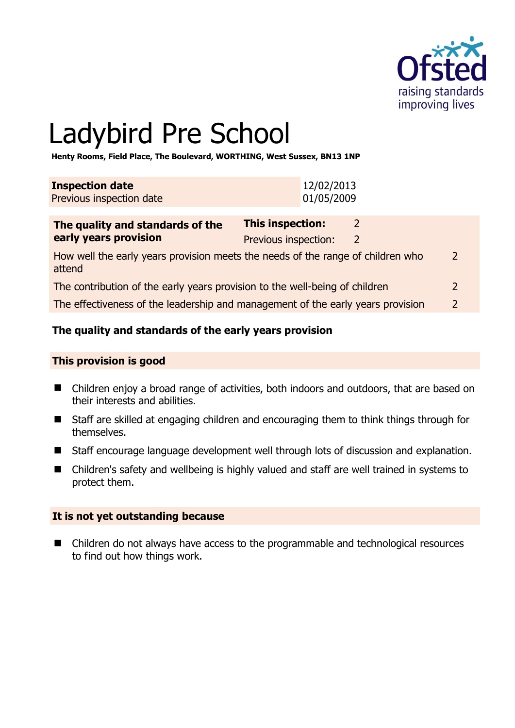# Ladybird Pre School

**Henty Rooms, Field Place, The Boulevard, WORTHING, West Sussex, BN13 1NP**

| **Inspection date** | 12/02/2013 |
| --- | --- |
| Previous inspection date | 01/05/2009 |

| **The quality and standards of the early years provision** | **This inspection:** 2 |
| --- | --- |
| | Previous inspection: 2 |
| How well the early years provision meets the needs of the range of children who attend | 2 |
| The contribution of the early years provision to the well-being of children | 2 |
| The effectiveness of the leadership and management of the early years provision | 2 |

### The quality and standards of the early years provision

#### This provision is good

- Children enjoy a broad range of activities, both indoors and outdoors, that are based on their interests and abilities.
- Staff are skilled at engaging children and encouraging them to think things through for themselves.
- Staff encourage language development well through lots of discussion and explanation.
- Children's safety and wellbeing is highly valued and staff are well trained in systems to protect them.

#### It is not yet outstanding because

- Children do not always have access to the programmable and technological resources to find out how things work.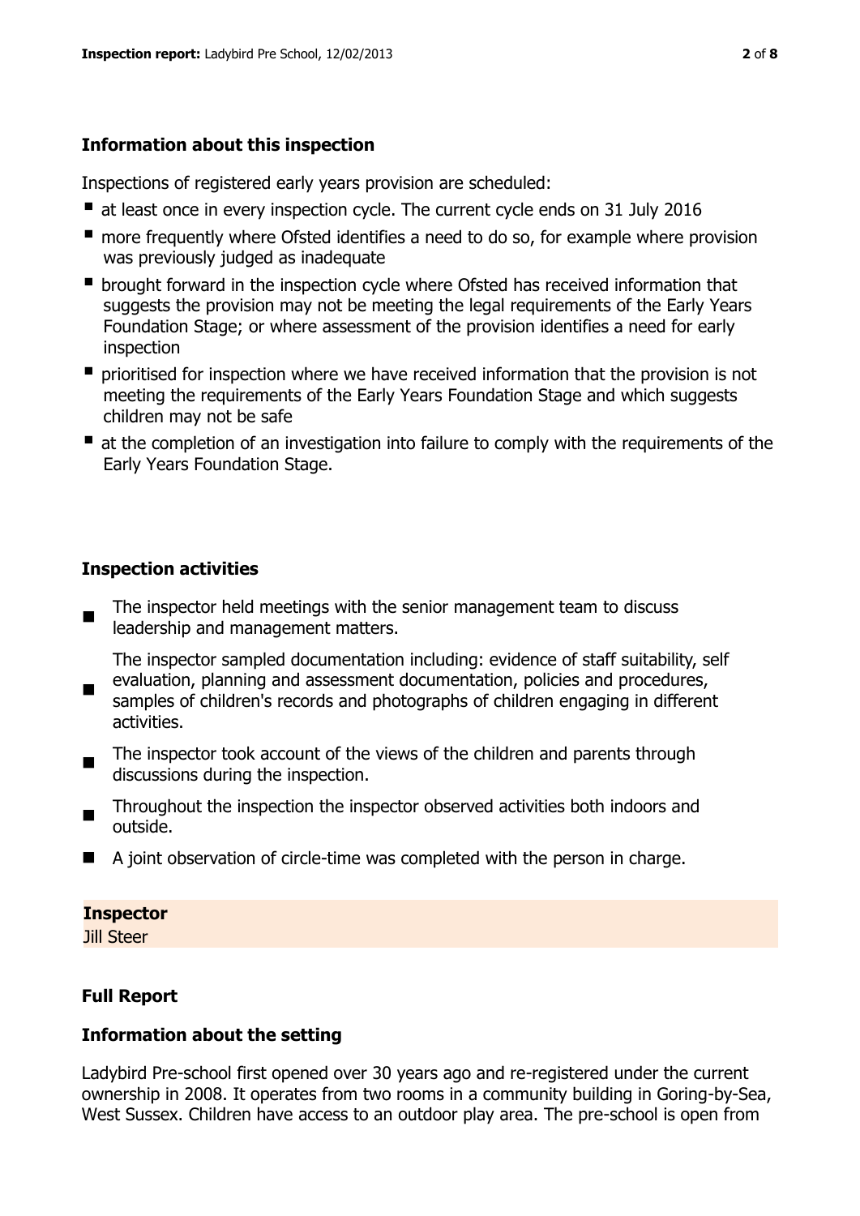### Information about this inspection

Inspections of registered early years provision are scheduled:

- at least once in every inspection cycle. The current cycle ends on 31 July 2016
- more frequently where Ofsted identifies a need to do so, for example where provision was previously judged as inadequate
- brought forward in the inspection cycle where Ofsted has received information that suggests the provision may not be meeting the legal requirements of the Early Years Foundation Stage; or where assessment of the provision identifies a need for early inspection
- prioritised for inspection where we have received information that the provision is not meeting the requirements of the Early Years Foundation Stage and which suggests children may not be safe
- at the completion of an investigation into failure to comply with the requirements of the Early Years Foundation Stage.

### Inspection activities

- The inspector held meetings with the senior management team to discuss leadership and management matters.
- The inspector sampled documentation including: evidence of staff suitability, self evaluation, planning and assessment documentation, policies and procedures, samples of children's records and photographs of children engaging in different activities.
- The inspector took account of the views of the children and parents through discussions during the inspection.
- Throughout the inspection the inspector observed activities both indoors and outside.
- A joint observation of circle-time was completed with the person in charge.

**Inspector**
Jill Steer

### Full Report

### Information about the setting

Ladybird Pre-school first opened over 30 years ago and re-registered under the current ownership in 2008. It operates from two rooms in a community building in Goring-by-Sea, West Sussex. Children have access to an outdoor play area. The pre-school is open from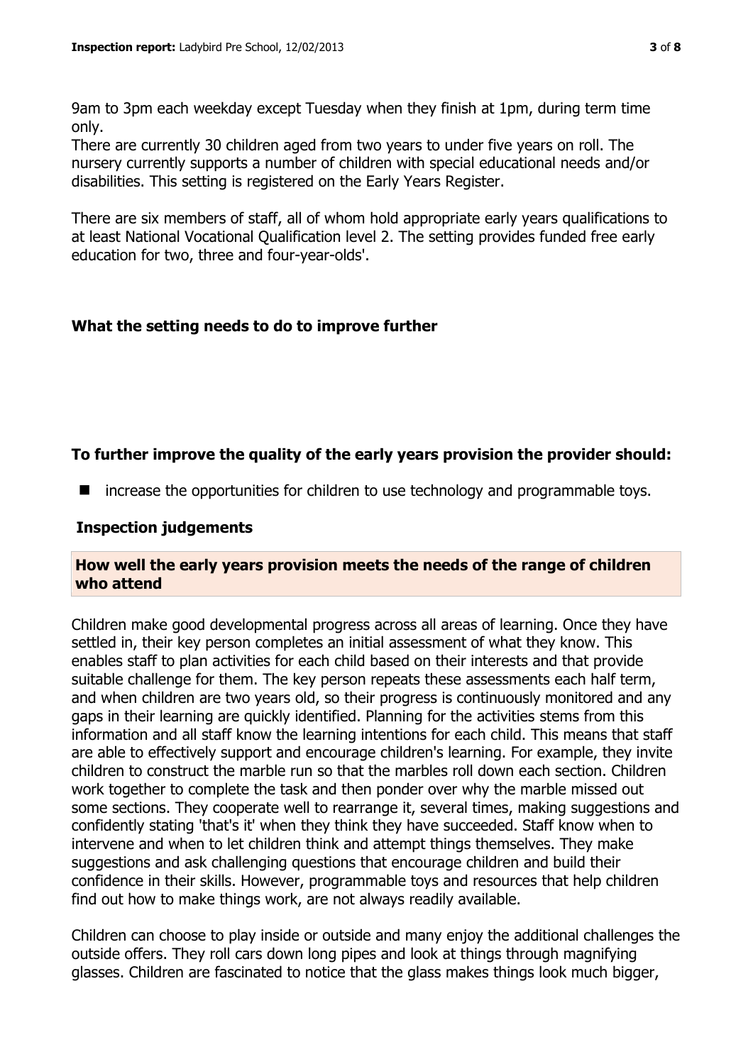9am to 3pm each weekday except Tuesday when they finish at 1pm, during term time only.
There are currently 30 children aged from two years to under five years on roll. The nursery currently supports a number of children with special educational needs and/or disabilities. This setting is registered on the Early Years Register.

There are six members of staff, all of whom hold appropriate early years qualifications to at least National Vocational Qualification level 2. The setting provides funded free early education for two, three and four-year-olds'.

## What the setting needs to do to improve further

### To further improve the quality of the early years provision the provider should:

- increase the opportunities for children to use technology and programmable toys.

## Inspection judgements

### How well the early years provision meets the needs of the range of children who attend

Children make good developmental progress across all areas of learning. Once they have settled in, their key person completes an initial assessment of what they know. This enables staff to plan activities for each child based on their interests and that provide suitable challenge for them. The key person repeats these assessments each half term, and when children are two years old, so their progress is continuously monitored and any gaps in their learning are quickly identified. Planning for the activities stems from this information and all staff know the learning intentions for each child. This means that staff are able to effectively support and encourage children's learning. For example, they invite children to construct the marble run so that the marbles roll down each section. Children work together to complete the task and then ponder over why the marble missed out some sections. They cooperate well to rearrange it, several times, making suggestions and confidently stating 'that's it' when they think they have succeeded. Staff know when to intervene and when to let children think and attempt things themselves. They make suggestions and ask challenging questions that encourage children and build their confidence in their skills. However, programmable toys and resources that help children find out how to make things work, are not always readily available.

Children can choose to play inside or outside and many enjoy the additional challenges the outside offers. They roll cars down long pipes and look at things through magnifying glasses. Children are fascinated to notice that the glass makes things look much bigger,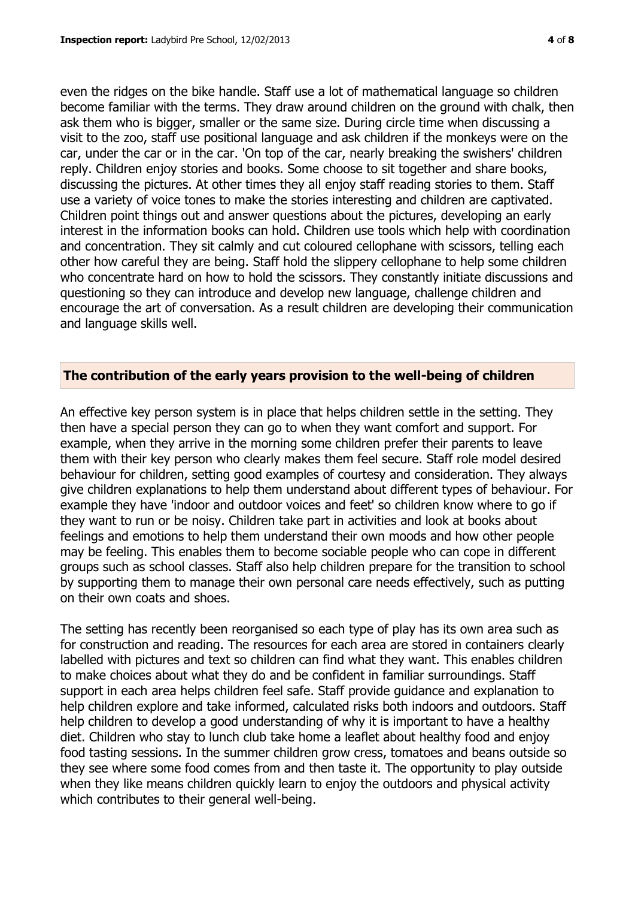even the ridges on the bike handle. Staff use a lot of mathematical language so children become familiar with the terms. They draw around children on the ground with chalk, then ask them who is bigger, smaller or the same size. During circle time when discussing a visit to the zoo, staff use positional language and ask children if the monkeys were on the car, under the car or in the car. 'On top of the car, nearly breaking the swishers' children reply. Children enjoy stories and books. Some choose to sit together and share books, discussing the pictures. At other times they all enjoy staff reading stories to them. Staff use a variety of voice tones to make the stories interesting and children are captivated. Children point things out and answer questions about the pictures, developing an early interest in the information books can hold. Children use tools which help with coordination and concentration. They sit calmly and cut coloured cellophane with scissors, telling each other how careful they are being. Staff hold the slippery cellophane to help some children who concentrate hard on how to hold the scissors. They constantly initiate discussions and questioning so they can introduce and develop new language, challenge children and encourage the art of conversation. As a result children are developing their communication and language skills well.

## The contribution of the early years provision to the well-being of children

An effective key person system is in place that helps children settle in the setting. They then have a special person they can go to when they want comfort and support. For example, when they arrive in the morning some children prefer their parents to leave them with their key person who clearly makes them feel secure. Staff role model desired behaviour for children, setting good examples of courtesy and consideration. They always give children explanations to help them understand about different types of behaviour. For example they have 'indoor and outdoor voices and feet' so children know where to go if they want to run or be noisy. Children take part in activities and look at books about feelings and emotions to help them understand their own moods and how other people may be feeling. This enables them to become sociable people who can cope in different groups such as school classes. Staff also help children prepare for the transition to school by supporting them to manage their own personal care needs effectively, such as putting on their own coats and shoes.

The setting has recently been reorganised so each type of play has its own area such as for construction and reading. The resources for each area are stored in containers clearly labelled with pictures and text so children can find what they want. This enables children to make choices about what they do and be confident in familiar surroundings. Staff support in each area helps children feel safe. Staff provide guidance and explanation to help children explore and take informed, calculated risks both indoors and outdoors. Staff help children to develop a good understanding of why it is important to have a healthy diet. Children who stay to lunch club take home a leaflet about healthy food and enjoy food tasting sessions. In the summer children grow cress, tomatoes and beans outside so they see where some food comes from and then taste it. The opportunity to play outside when they like means children quickly learn to enjoy the outdoors and physical activity which contributes to their general well-being.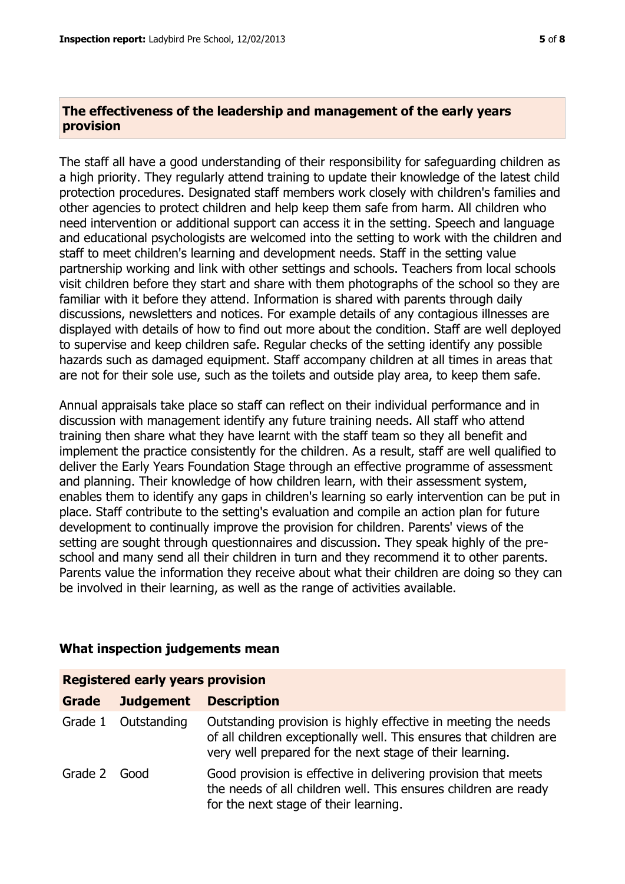## The effectiveness of the leadership and management of the early years provision

The staff all have a good understanding of their responsibility for safeguarding children as a high priority. They regularly attend training to update their knowledge of the latest child protection procedures. Designated staff members work closely with children's families and other agencies to protect children and help keep them safe from harm. All children who need intervention or additional support can access it in the setting. Speech and language and educational psychologists are welcomed into the setting to work with the children and staff to meet children's learning and development needs. Staff in the setting value partnership working and link with other settings and schools. Teachers from local schools visit children before they start and share with them photographs of the school so they are familiar with it before they attend. Information is shared with parents through daily discussions, newsletters and notices. For example details of any contagious illnesses are displayed with details of how to find out more about the condition. Staff are well deployed to supervise and keep children safe. Regular checks of the setting identify any possible hazards such as damaged equipment. Staff accompany children at all times in areas that are not for their sole use, such as the toilets and outside play area, to keep them safe.

Annual appraisals take place so staff can reflect on their individual performance and in discussion with management identify any future training needs. All staff who attend training then share what they have learnt with the staff team so they all benefit and implement the practice consistently for the children. As a result, staff are well qualified to deliver the Early Years Foundation Stage through an effective programme of assessment and planning. Their knowledge of how children learn, with their assessment system, enables them to identify any gaps in children's learning so early intervention can be put in place. Staff contribute to the setting's evaluation and compile an action plan for future development to continually improve the provision for children. Parents' views of the setting are sought through questionnaires and discussion. They speak highly of the pre-school and many send all their children in turn and they recommend it to other parents. Parents value the information they receive about what their children are doing so they can be involved in their learning, as well as the range of activities available.

### What inspection judgements mean

**Registered early years provision**

| Grade | Judgement | Description |
|---|---|---|
| Grade 1 | Outstanding | Outstanding provision is highly effective in meeting the needs of all children exceptionally well. This ensures that children are very well prepared for the next stage of their learning. |
| Grade 2 | Good | Good provision is effective in delivering provision that meets the needs of all children well. This ensures children are ready for the next stage of their learning. |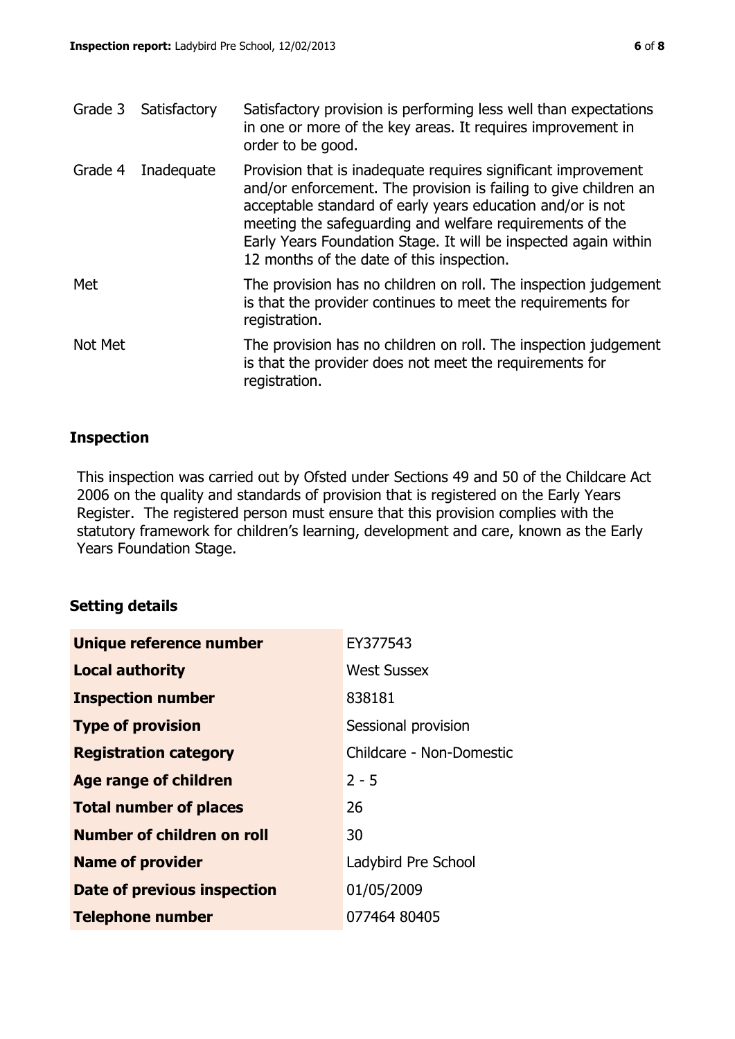| | | |
|---|---|---|
| Grade 3 | Satisfactory | Satisfactory provision is performing less well than expectations in one or more of the key areas. It requires improvement in order to be good. |
| Grade 4 | Inadequate | Provision that is inadequate requires significant improvement and/or enforcement. The provision is failing to give children an acceptable standard of early years education and/or is not meeting the safeguarding and welfare requirements of the Early Years Foundation Stage. It will be inspected again within 12 months of the date of this inspection. |
| Met | | The provision has no children on roll. The inspection judgement is that the provider continues to meet the requirements for registration. |
| Not Met | | The provision has no children on roll. The inspection judgement is that the provider does not meet the requirements for registration. |

## Inspection

This inspection was carried out by Ofsted under Sections 49 and 50 of the Childcare Act 2006 on the quality and standards of provision that is registered on the Early Years Register. The registered person must ensure that this provision complies with the statutory framework for children's learning, development and care, known as the Early Years Foundation Stage.

## Setting details

| | |
|---|---|
| **Unique reference number** | EY377543 |
| **Local authority** | West Sussex |
| **Inspection number** | 838181 |
| **Type of provision** | Sessional provision |
| **Registration category** | Childcare - Non-Domestic |
| **Age range of children** | 2 - 5 |
| **Total number of places** | 26 |
| **Number of children on roll** | 30 |
| **Name of provider** | Ladybird Pre School |
| **Date of previous inspection** | 01/05/2009 |
| **Telephone number** | 077464 80405 |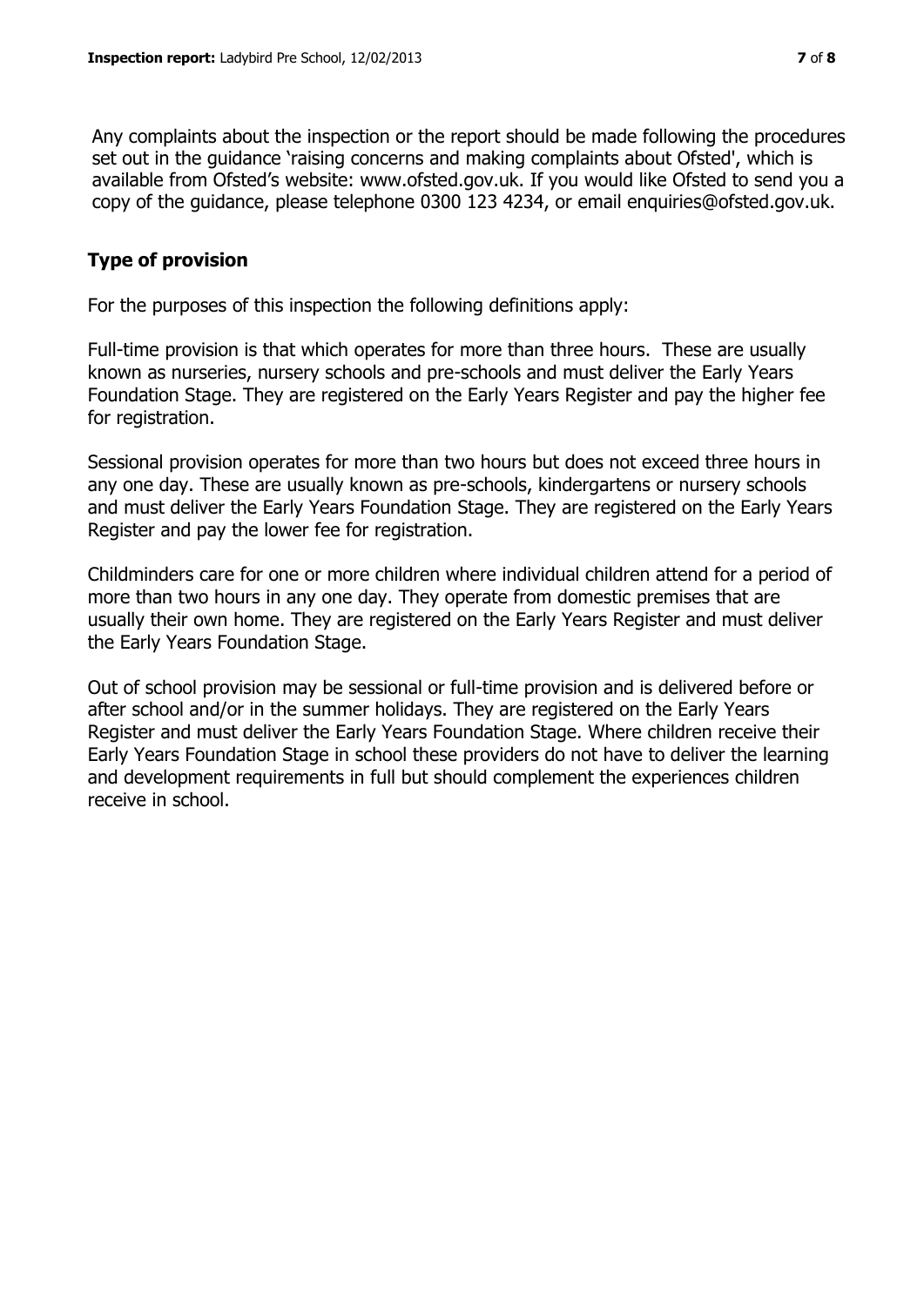Any complaints about the inspection or the report should be made following the procedures set out in the guidance 'raising concerns and making complaints about Ofsted', which is available from Ofsted's website: www.ofsted.gov.uk. If you would like Ofsted to send you a copy of the guidance, please telephone 0300 123 4234, or email enquiries@ofsted.gov.uk.

## Type of provision

For the purposes of this inspection the following definitions apply:

Full-time provision is that which operates for more than three hours. These are usually known as nurseries, nursery schools and pre-schools and must deliver the Early Years Foundation Stage. They are registered on the Early Years Register and pay the higher fee for registration.

Sessional provision operates for more than two hours but does not exceed three hours in any one day. These are usually known as pre-schools, kindergartens or nursery schools and must deliver the Early Years Foundation Stage. They are registered on the Early Years Register and pay the lower fee for registration.

Childminders care for one or more children where individual children attend for a period of more than two hours in any one day. They operate from domestic premises that are usually their own home. They are registered on the Early Years Register and must deliver the Early Years Foundation Stage.

Out of school provision may be sessional or full-time provision and is delivered before or after school and/or in the summer holidays. They are registered on the Early Years Register and must deliver the Early Years Foundation Stage. Where children receive their Early Years Foundation Stage in school these providers do not have to deliver the learning and development requirements in full but should complement the experiences children receive in school.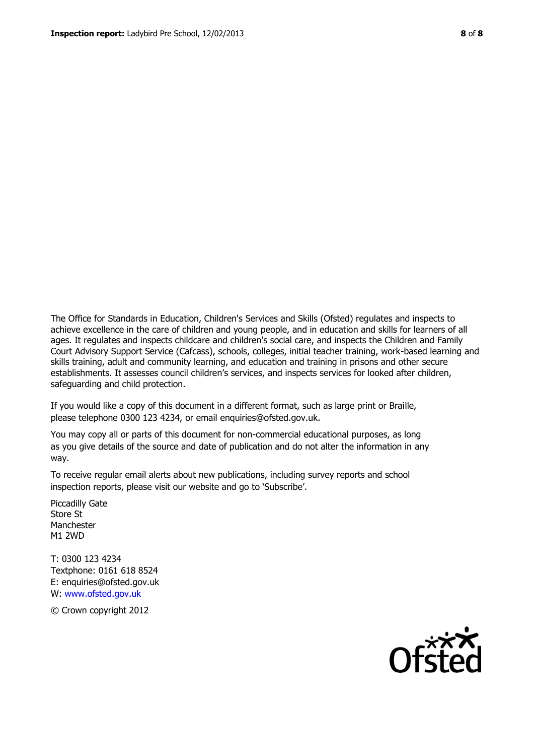The Office for Standards in Education, Children's Services and Skills (Ofsted) regulates and inspects to achieve excellence in the care of children and young people, and in education and skills for learners of all ages. It regulates and inspects childcare and children's social care, and inspects the Children and Family Court Advisory Support Service (Cafcass), schools, colleges, initial teacher training, work-based learning and skills training, adult and community learning, and education and training in prisons and other secure establishments. It assesses council children's services, and inspects services for looked after children, safeguarding and child protection.

If you would like a copy of this document in a different format, such as large print or Braille, please telephone 0300 123 4234, or email enquiries@ofsted.gov.uk.

You may copy all or parts of this document for non-commercial educational purposes, as long as you give details of the source and date of publication and do not alter the information in any way.

To receive regular email alerts about new publications, including survey reports and school inspection reports, please visit our website and go to 'Subscribe'.

Piccadilly Gate
Store St
Manchester
M1 2WD

T: 0300 123 4234
Textphone: 0161 618 8524
E: enquiries@ofsted.gov.uk
W: www.ofsted.gov.uk

© Crown copyright 2012